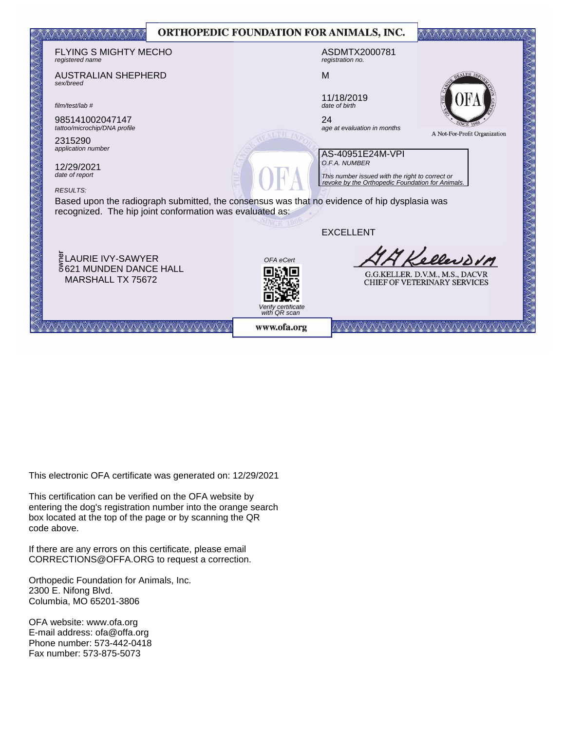# ORTHOPEDIC FOUNDATION FOR ANIMALS, INC.

FLYING S MIGHTY MECHO
*registered name*

ASDMTX2000781
*registration no.*

AUSTRALIAN SHEPHERD
*sex/breed*

M

*film/test/lab #*

11/18/2019
*date of birth*

985141002047147
*tattoo/microchip/DNA profile*

24
*age at evaluation in months*

A Not-For-Profit Organization

2315290
*application number*

AS-40951E24M-VPI
*O.F.A. NUMBER*

*This number issued with the right to correct or revoke by the Orthopedic Foundation for Animals.*

12/29/2021
*date of report*

*RESULTS:*

Based upon the radiograph submitted, the consensus was that no evidence of hip dysplasia was recognized. The hip joint conformation was evaluated as:

EXCELLENT

owner
LAURIE IVY-SAWYER
621 MUNDEN DANCE HALL
MARSHALL TX 75672

*OFA eCert*

*Verify certificate with QR scan*

G.G.KELLER. D.V.M., M.S., DACVR
CHIEF OF VETERINARY SERVICES

www.ofa.org

This electronic OFA certificate was generated on: 12/29/2021

This certification can be verified on the OFA website by entering the dog's registration number into the orange search box located at the top of the page or by scanning the QR code above.

If there are any errors on this certificate, please email CORRECTIONS@OFFA.ORG to request a correction.

Orthopedic Foundation for Animals, Inc.
2300 E. Nifong Blvd.
Columbia, MO 65201-3806

OFA website: www.ofa.org
E-mail address: ofa@offa.org
Phone number: 573-442-0418
Fax number: 573-875-5073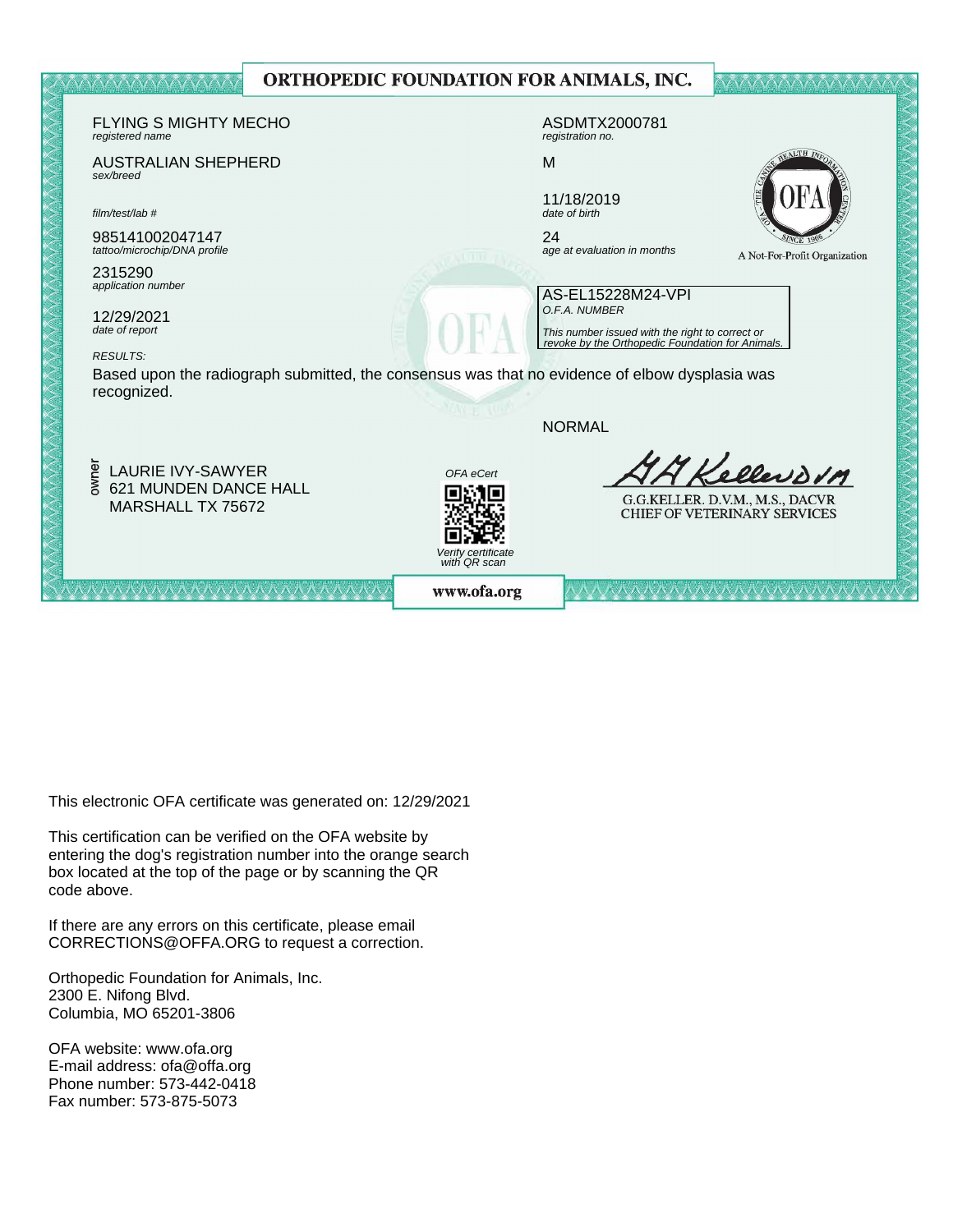# ORTHOPEDIC FOUNDATION FOR ANIMALS, INC.

FLYING S MIGHTY MECHO
*registered name*

ASDMTX2000781
*registration no.*

AUSTRALIAN SHEPHERD
*sex/breed*

M

11/18/2019
*date of birth*

*film/test/lab #*

985141002047147
*tattoo/microchip/DNA profile*

24
*age at evaluation in months*

A Not-For-Profit Organization

2315290
*application number*

AS-EL15228M24-VPI
*O.F.A. NUMBER*

*This number issued with the right to correct or revoke by the Orthopedic Foundation for Animals.*

12/29/2021
*date of report*

*RESULTS:*

Based upon the radiograph submitted, the consensus was that no evidence of elbow dysplasia was recognized.

NORMAL

owner

LAURIE IVY-SAWYER
621 MUNDEN DANCE HALL
MARSHALL TX 75672

*OFA eCert*

*Verify certificate with QR scan*

G.G.KELLER. D.V.M., M.S., DACVR
CHIEF OF VETERINARY SERVICES

www.ofa.org

This electronic OFA certificate was generated on: 12/29/2021

This certification can be verified on the OFA website by entering the dog's registration number into the orange search box located at the top of the page or by scanning the QR code above.

If there are any errors on this certificate, please email CORRECTIONS@OFFA.ORG to request a correction.

Orthopedic Foundation for Animals, Inc.
2300 E. Nifong Blvd.
Columbia, MO 65201-3806

OFA website: www.ofa.org
E-mail address: ofa@offa.org
Phone number: 573-442-0418
Fax number: 573-875-5073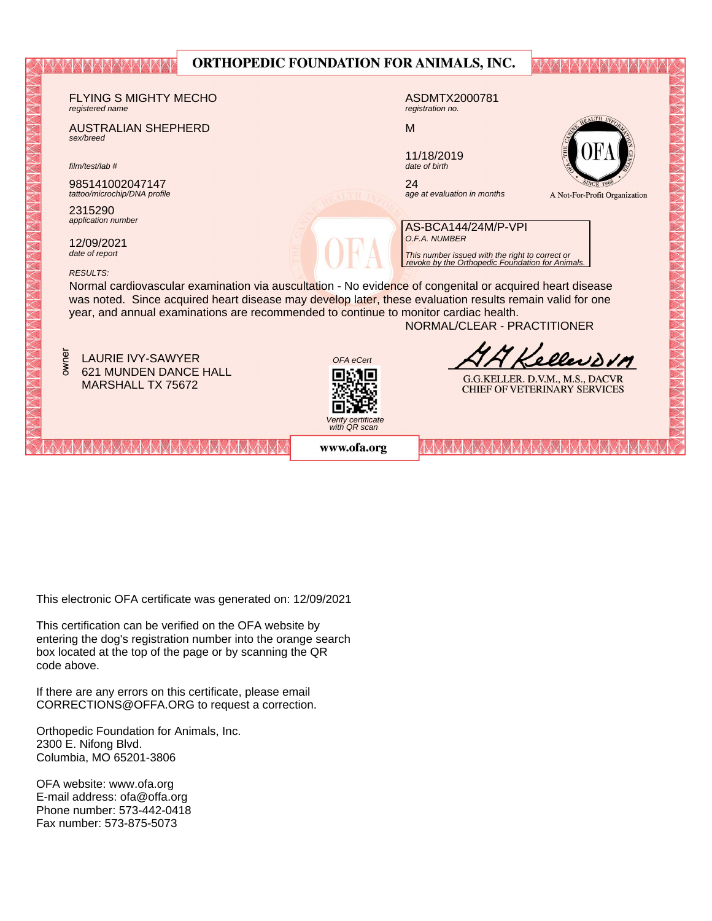# ORTHOPEDIC FOUNDATION FOR ANIMALS, INC.

FLYING S MIGHTY MECHO
*registered name*

ASDMTX2000781
*registration no.*

AUSTRALIAN SHEPHERD
*sex/breed*

M

11/18/2019
*date of birth*

*film/test/lab #*

985141002047147
*tattoo/microchip/DNA profile*

24
*age at evaluation in months*

2315290
*application number*

12/09/2021
*date of report*

AS-BCA144/24M/P-VPI
*O.F.A. NUMBER*

*This number issued with the right to correct or revoke by the Orthopedic Foundation for Animals.*

OFA — The Canine Health Information Center — Since 1966

A Not-For-Profit Organization

*RESULTS:*

Normal cardiovascular examination via auscultation - No evidence of congenital or acquired heart disease was noted. Since acquired heart disease may develop later, these evaluation results remain valid for one year, and annual examinations are recommended to continue to monitor cardiac health.

NORMAL/CLEAR - PRACTITIONER

owner

LAURIE IVY-SAWYER
621 MUNDEN DANCE HALL
MARSHALL TX 75672

*OFA eCert*

*Verify certificate with QR scan*

G.G.KELLER. D.V.M., M.S., DACVR
CHIEF OF VETERINARY SERVICES

www.ofa.org

This electronic OFA certificate was generated on: 12/09/2021

This certification can be verified on the OFA website by entering the dog's registration number into the orange search box located at the top of the page or by scanning the QR code above.

If there are any errors on this certificate, please email CORRECTIONS@OFFA.ORG to request a correction.

Orthopedic Foundation for Animals, Inc.
2300 E. Nifong Blvd.
Columbia, MO 65201-3806

OFA website: www.ofa.org
E-mail address: ofa@offa.org
Phone number: 573-442-0418
Fax number: 573-875-5073